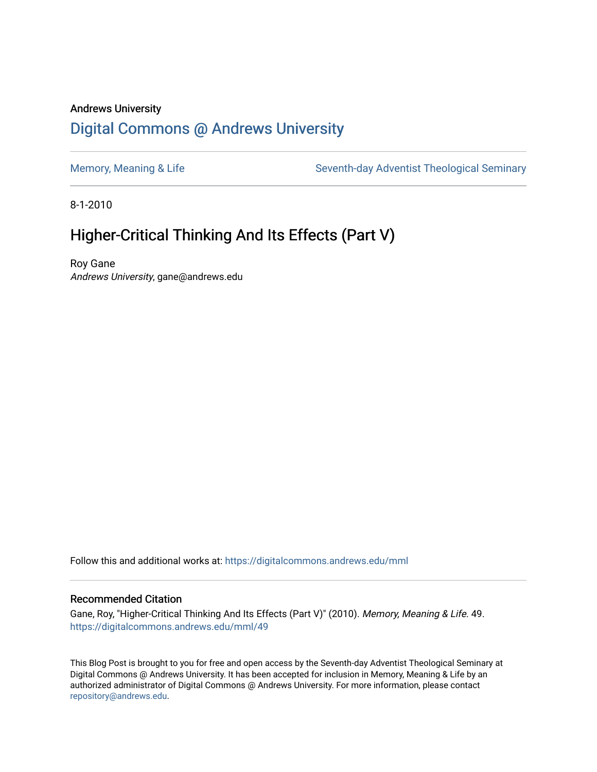Andrews University

# Digital Commons @ Andrews University

Memory, Meaning & Life

Seventh-day Adventist Theological Seminary

8-1-2010

## Higher-Critical Thinking And Its Effects (Part V)

Roy Gane
*Andrews University*, gane@andrews.edu

Follow this and additional works at: https://digitalcommons.andrews.edu/mml

### Recommended Citation

Gane, Roy, "Higher-Critical Thinking And Its Effects (Part V)" (2010). *Memory, Meaning & Life*. 49.
https://digitalcommons.andrews.edu/mml/49

This Blog Post is brought to you for free and open access by the Seventh-day Adventist Theological Seminary at Digital Commons @ Andrews University. It has been accepted for inclusion in Memory, Meaning & Life by an authorized administrator of Digital Commons @ Andrews University. For more information, please contact repository@andrews.edu.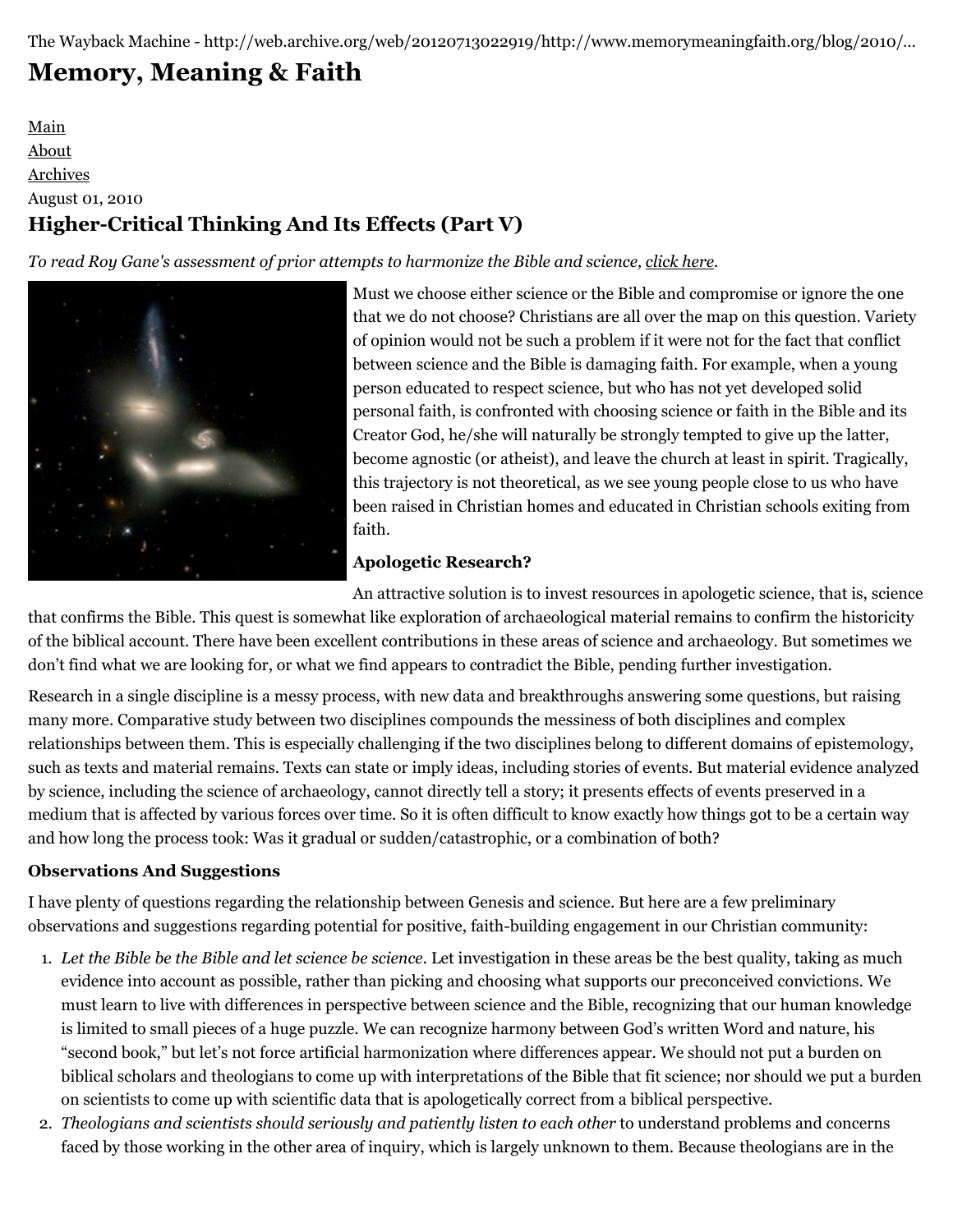The Wayback Machine - http://web.archive.org/web/20120713022919/http://www.memorymeaningfaith.org/blog/2010/...

# Memory, Meaning & Faith

Main
About
Archives

August 01, 2010

## Higher-Critical Thinking And Its Effects (Part V)

*To read Roy Gane's assessment of prior attempts to harmonize the Bible and science, click here.*

Must we choose either science or the Bible and compromise or ignore the one that we do not choose? Christians are all over the map on this question. Variety of opinion would not be such a problem if it were not for the fact that conflict between science and the Bible is damaging faith. For example, when a young person educated to respect science, but who has not yet developed solid personal faith, is confronted with choosing science or faith in the Bible and its Creator God, he/she will naturally be strongly tempted to give up the latter, become agnostic (or atheist), and leave the church at least in spirit. Tragically, this trajectory is not theoretical, as we see young people close to us who have been raised in Christian homes and educated in Christian schools exiting from faith.

**Apologetic Research?**

An attractive solution is to invest resources in apologetic science, that is, science that confirms the Bible. This quest is somewhat like exploration of archaeological material remains to confirm the historicity of the biblical account. There have been excellent contributions in these areas of science and archaeology. But sometimes we don't find what we are looking for, or what we find appears to contradict the Bible, pending further investigation.

Research in a single discipline is a messy process, with new data and breakthroughs answering some questions, but raising many more. Comparative study between two disciplines compounds the messiness of both disciplines and complex relationships between them. This is especially challenging if the two disciplines belong to different domains of epistemology, such as texts and material remains. Texts can state or imply ideas, including stories of events. But material evidence analyzed by science, including the science of archaeology, cannot directly tell a story; it presents effects of events preserved in a medium that is affected by various forces over time. So it is often difficult to know exactly how things got to be a certain way and how long the process took: Was it gradual or sudden/catastrophic, or a combination of both?

**Observations And Suggestions**

I have plenty of questions regarding the relationship between Genesis and science. But here are a few preliminary observations and suggestions regarding potential for positive, faith-building engagement in our Christian community:

1. *Let the Bible be the Bible and let science be science*. Let investigation in these areas be the best quality, taking as much evidence into account as possible, rather than picking and choosing what supports our preconceived convictions. We must learn to live with differences in perspective between science and the Bible, recognizing that our human knowledge is limited to small pieces of a huge puzzle. We can recognize harmony between God's written Word and nature, his "second book," but let's not force artificial harmonization where differences appear. We should not put a burden on biblical scholars and theologians to come up with interpretations of the Bible that fit science; nor should we put a burden on scientists to come up with scientific data that is apologetically correct from a biblical perspective.
2. *Theologians and scientists should seriously and patiently listen to each other* to understand problems and concerns faced by those working in the other area of inquiry, which is largely unknown to them. Because theologians are in the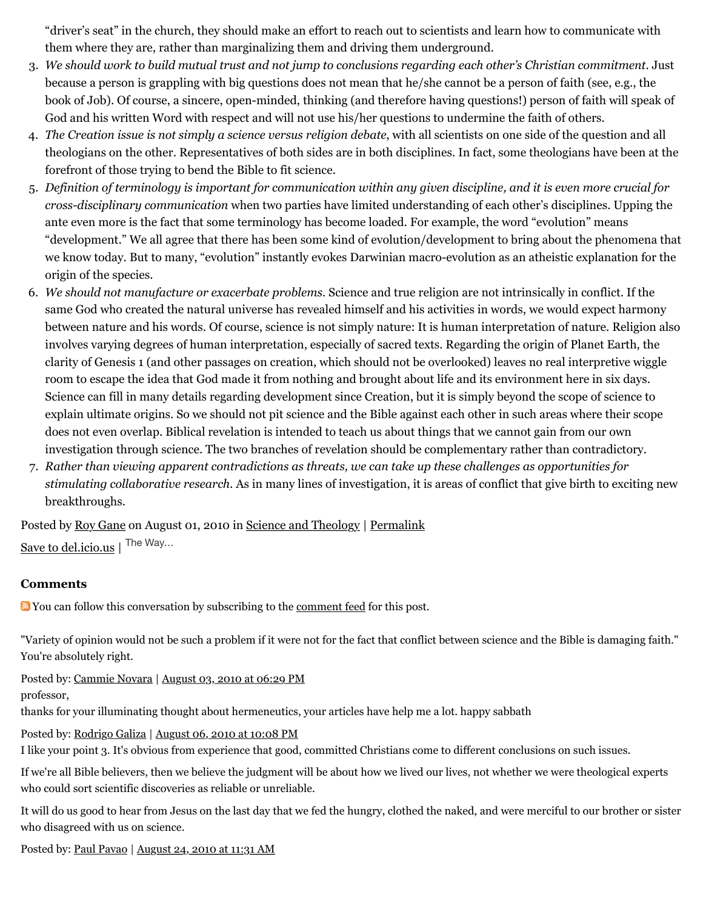“driver’s seat” in the church, they should make an effort to reach out to scientists and learn how to communicate with them where they are, rather than marginalizing them and driving them underground.

3. *We should work to build mutual trust and not jump to conclusions regarding each other’s Christian commitment*. Just because a person is grappling with big questions does not mean that he/she cannot be a person of faith (see, e.g., the book of Job). Of course, a sincere, open-minded, thinking (and therefore having questions!) person of faith will speak of God and his written Word with respect and will not use his/her questions to undermine the faith of others.
4. *The Creation issue is not simply a science versus religion debate*, with all scientists on one side of the question and all theologians on the other. Representatives of both sides are in both disciplines. In fact, some theologians have been at the forefront of those trying to bend the Bible to fit science.
5. *Definition of terminology is important for communication within any given discipline, and it is even more crucial for cross-disciplinary communication* when two parties have limited understanding of each other’s disciplines. Upping the ante even more is the fact that some terminology has become loaded. For example, the word “evolution” means “development.” We all agree that there has been some kind of evolution/development to bring about the phenomena that we know today. But to many, “evolution” instantly evokes Darwinian macro-evolution as an atheistic explanation for the origin of the species.
6. *We should not manufacture or exacerbate problems*. Science and true religion are not intrinsically in conflict. If the same God who created the natural universe has revealed himself and his activities in words, we would expect harmony between nature and his words. Of course, science is not simply nature: It is human interpretation of nature. Religion also involves varying degrees of human interpretation, especially of sacred texts. Regarding the origin of Planet Earth, the clarity of Genesis 1 (and other passages on creation, which should not be overlooked) leaves no real interpretive wiggle room to escape the idea that God made it from nothing and brought about life and its environment here in six days. Science can fill in many details regarding development since Creation, but it is simply beyond the scope of science to explain ultimate origins. So we should not pit science and the Bible against each other in such areas where their scope does not even overlap. Biblical revelation is intended to teach us about things that we cannot gain from our own investigation through science. The two branches of revelation should be complementary rather than contradictory.
7. *Rather than viewing apparent contradictions as threats, we can take up these challenges as opportunities for stimulating collaborative research*. As in many lines of investigation, it is areas of conflict that give birth to exciting new breakthroughs.

Posted by Roy Gane on August 01, 2010 in Science and Theology | Permalink

Save to del.icio.us | The Way...

### Comments

You can follow this conversation by subscribing to the comment feed for this post.

"Variety of opinion would not be such a problem if it were not for the fact that conflict between science and the Bible is damaging faith." You're absolutely right.

Posted by: Cammie Novara | August 03, 2010 at 06:29 PM

professor,
thanks for your illuminating thought about hermeneutics, your articles have help me a lot. happy sabbath

Posted by: Rodrigo Galiza | August 06, 2010 at 10:08 PM

I like your point 3. It's obvious from experience that good, committed Christians come to different conclusions on such issues.

If we're all Bible believers, then we believe the judgment will be about how we lived our lives, not whether we were theological experts who could sort scientific discoveries as reliable or unreliable.

It will do us good to hear from Jesus on the last day that we fed the hungry, clothed the naked, and were merciful to our brother or sister who disagreed with us on science.

Posted by: Paul Pavao | August 24, 2010 at 11:31 AM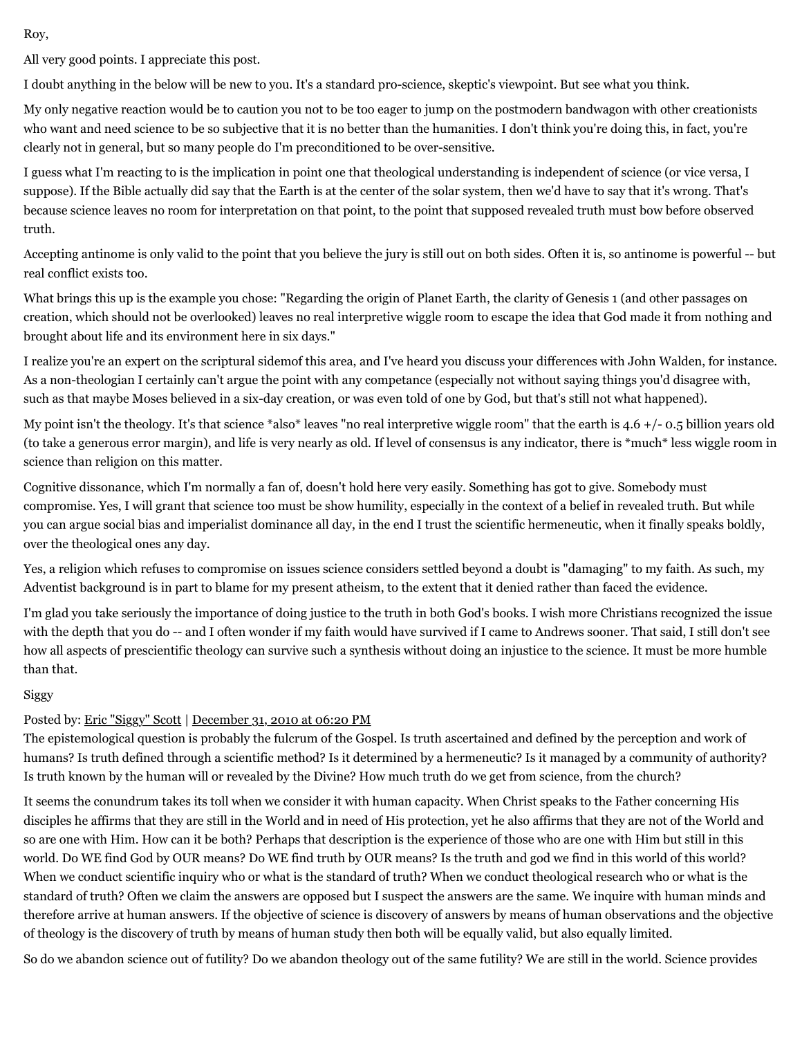Roy,

All very good points. I appreciate this post.

I doubt anything in the below will be new to you. It's a standard pro-science, skeptic's viewpoint. But see what you think.

My only negative reaction would be to caution you not to be too eager to jump on the postmodern bandwagon with other creationists who want and need science to be so subjective that it is no better than the humanities. I don't think you're doing this, in fact, you're clearly not in general, but so many people do I'm preconditioned to be over-sensitive.

I guess what I'm reacting to is the implication in point one that theological understanding is independent of science (or vice versa, I suppose). If the Bible actually did say that the Earth is at the center of the solar system, then we'd have to say that it's wrong. That's because science leaves no room for interpretation on that point, to the point that supposed revealed truth must bow before observed truth.

Accepting antinome is only valid to the point that you believe the jury is still out on both sides. Often it is, so antinome is powerful -- but real conflict exists too.

What brings this up is the example you chose: "Regarding the origin of Planet Earth, the clarity of Genesis 1 (and other passages on creation, which should not be overlooked) leaves no real interpretive wiggle room to escape the idea that God made it from nothing and brought about life and its environment here in six days."

I realize you're an expert on the scriptural sidemof this area, and I've heard you discuss your differences with John Walden, for instance. As a non-theologian I certainly can't argue the point with any competance (especially not without saying things you'd disagree with, such as that maybe Moses believed in a six-day creation, or was even told of one by God, but that's still not what happened).

My point isn't the theology. It's that science *also* leaves "no real interpretive wiggle room" that the earth is 4.6 +/- 0.5 billion years old (to take a generous error margin), and life is very nearly as old. If level of consensus is any indicator, there is *much* less wiggle room in science than religion on this matter.

Cognitive dissonance, which I'm normally a fan of, doesn't hold here very easily. Something has got to give. Somebody must compromise. Yes, I will grant that science too must be show humility, especially in the context of a belief in revealed truth. But while you can argue social bias and imperialist dominance all day, in the end I trust the scientific hermeneutic, when it finally speaks boldly, over the theological ones any day.

Yes, a religion which refuses to compromise on issues science considers settled beyond a doubt is "damaging" to my faith. As such, my Adventist background is in part to blame for my present atheism, to the extent that it denied rather than faced the evidence.

I'm glad you take seriously the importance of doing justice to the truth in both God's books. I wish more Christians recognized the issue with the depth that you do -- and I often wonder if my faith would have survived if I came to Andrews sooner. That said, I still don't see how all aspects of prescientific theology can survive such a synthesis without doing an injustice to the science. It must be more humble than that.

Siggy

Posted by: Eric "Siggy" Scott | December 31, 2010 at 06:20 PM

The epistemological question is probably the fulcrum of the Gospel. Is truth ascertained and defined by the perception and work of humans? Is truth defined through a scientific method? Is it determined by a hermeneutic? Is it managed by a community of authority? Is truth known by the human will or revealed by the Divine? How much truth do we get from science, from the church?

It seems the conundrum takes its toll when we consider it with human capacity. When Christ speaks to the Father concerning His disciples he affirms that they are still in the World and in need of His protection, yet he also affirms that they are not of the World and so are one with Him. How can it be both? Perhaps that description is the experience of those who are one with Him but still in this world. Do WE find God by OUR means? Do WE find truth by OUR means? Is the truth and god we find in this world of this world? When we conduct scientific inquiry who or what is the standard of truth? When we conduct theological research who or what is the standard of truth? Often we claim the answers are opposed but I suspect the answers are the same. We inquire with human minds and therefore arrive at human answers. If the objective of science is discovery of answers by means of human observations and the objective of theology is the discovery of truth by means of human study then both will be equally valid, but also equally limited.

So do we abandon science out of futility? Do we abandon theology out of the same futility? We are still in the world. Science provides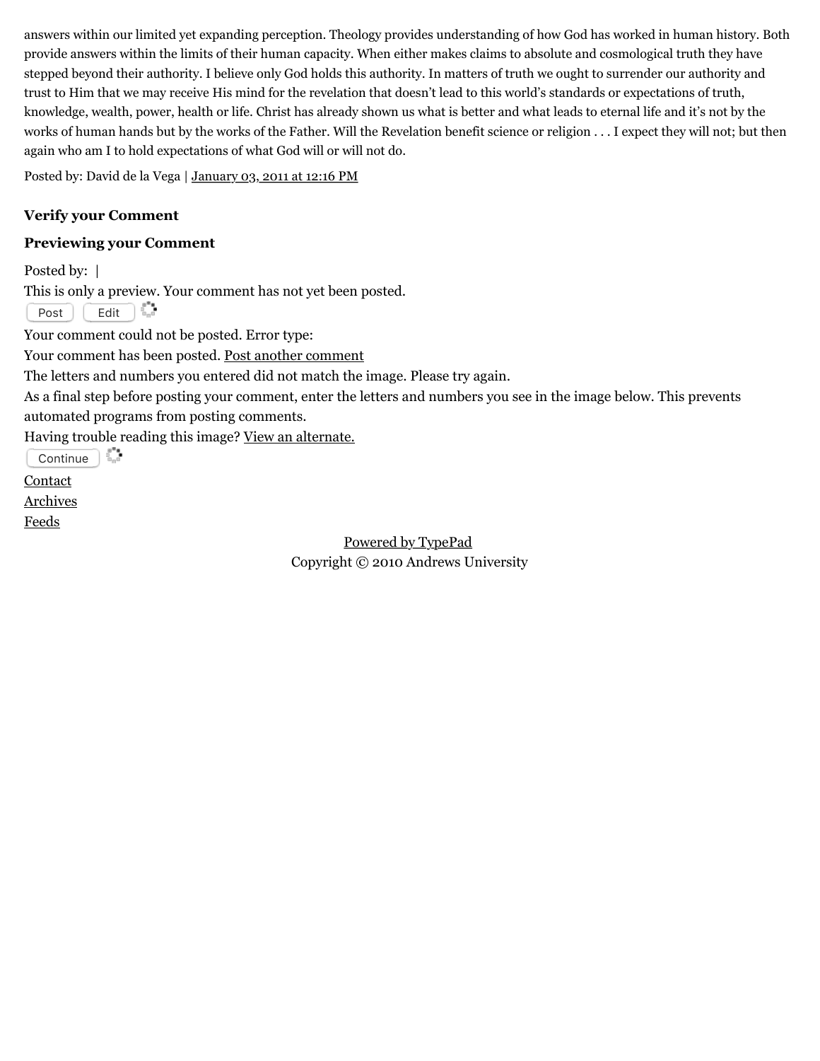answers within our limited yet expanding perception. Theology provides understanding of how God has worked in human history. Both provide answers within the limits of their human capacity. When either makes claims to absolute and cosmological truth they have stepped beyond their authority. I believe only God holds this authority. In matters of truth we ought to surrender our authority and trust to Him that we may receive His mind for the revelation that doesn't lead to this world's standards or expectations of truth, knowledge, wealth, power, health or life. Christ has already shown us what is better and what leads to eternal life and it's not by the works of human hands but by the works of the Father. Will the Revelation benefit science or religion . . . I expect they will not; but then again who am I to hold expectations of what God will or will not do.

Posted by: David de la Vega | January 03, 2011 at 12:16 PM

**Verify your Comment**

**Previewing your Comment**

Posted by: |

This is only a preview. Your comment has not yet been posted.

Post Edit

Your comment could not be posted. Error type:

Your comment has been posted. Post another comment

The letters and numbers you entered did not match the image. Please try again.

As a final step before posting your comment, enter the letters and numbers you see in the image below. This prevents automated programs from posting comments.

Having trouble reading this image? View an alternate.

Continue

Contact

Archives

Feeds

Powered by TypePad

Copyright © 2010 Andrews University